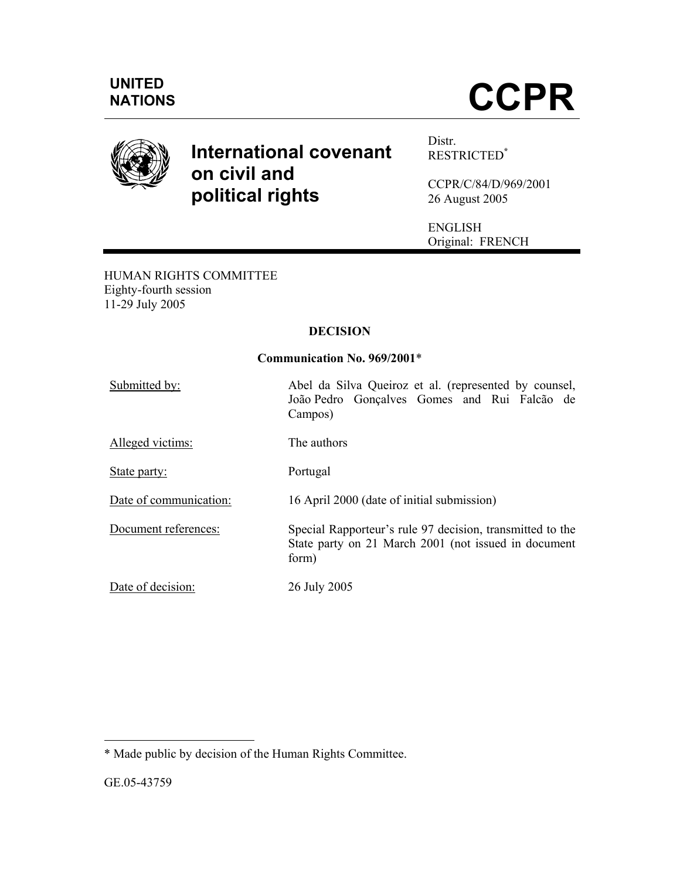UNITED NATIONS

# CCPR

# International covenant on civil and political rights

Distr.
RESTRICTED*

CCPR/C/84/D/969/2001
26 August 2005

ENGLISH
Original: FRENCH

HUMAN RIGHTS COMMITTEE
Eighty-fourth session
11-29 July 2005

## DECISION

### Communication No. 969/2001*

| | |
|---|---|
| Submitted by: | Abel da Silva Queiroz et al. (represented by counsel, João Pedro Gonçalves Gomes and Rui Falcão de Campos) |
| Alleged victims: | The authors |
| State party: | Portugal |
| Date of communication: | 16 April 2000 (date of initial submission) |
| Document references: | Special Rapporteur's rule 97 decision, transmitted to the State party on 21 March 2001 (not issued in document form) |
| Date of decision: | 26 July 2005 |

---

* Made public by decision of the Human Rights Committee.

GE.05-43759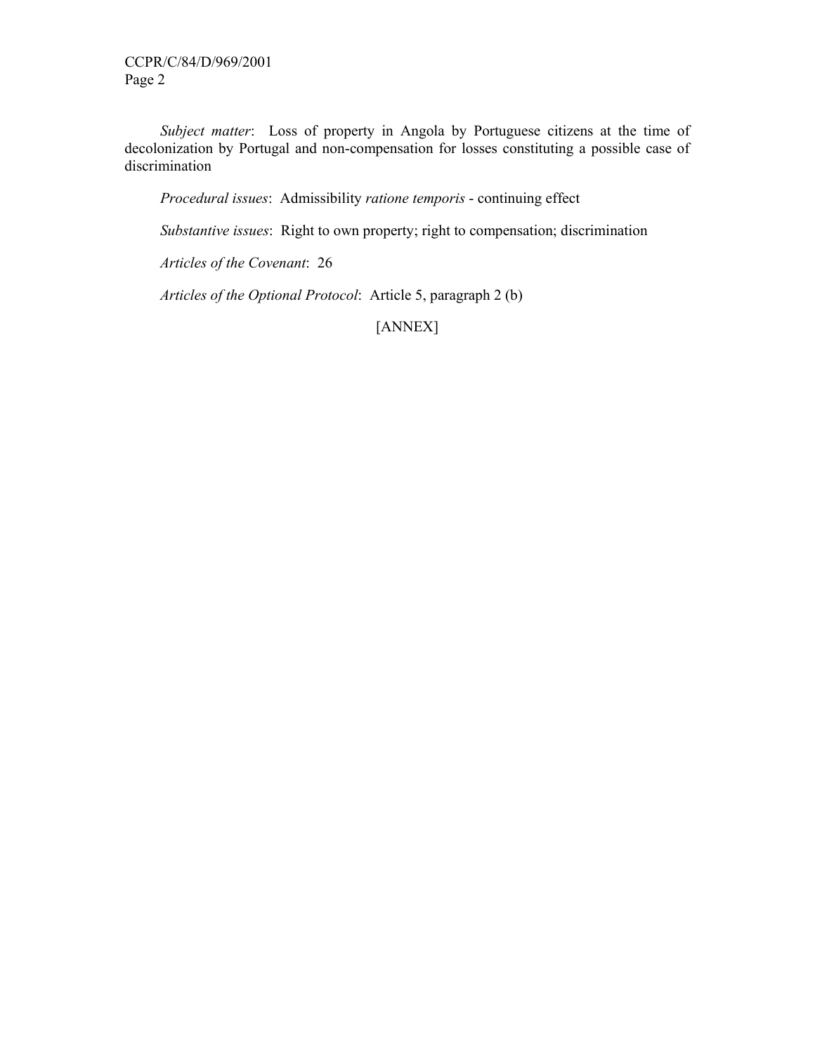*Subject matter*: Loss of property in Angola by Portuguese citizens at the time of decolonization by Portugal and non-compensation for losses constituting a possible case of discrimination

*Procedural issues*: Admissibility *ratione temporis* - continuing effect

*Substantive issues*: Right to own property; right to compensation; discrimination

*Articles of the Covenant*: 26

*Articles of the Optional Protocol*: Article 5, paragraph 2 (b)

[ANNEX]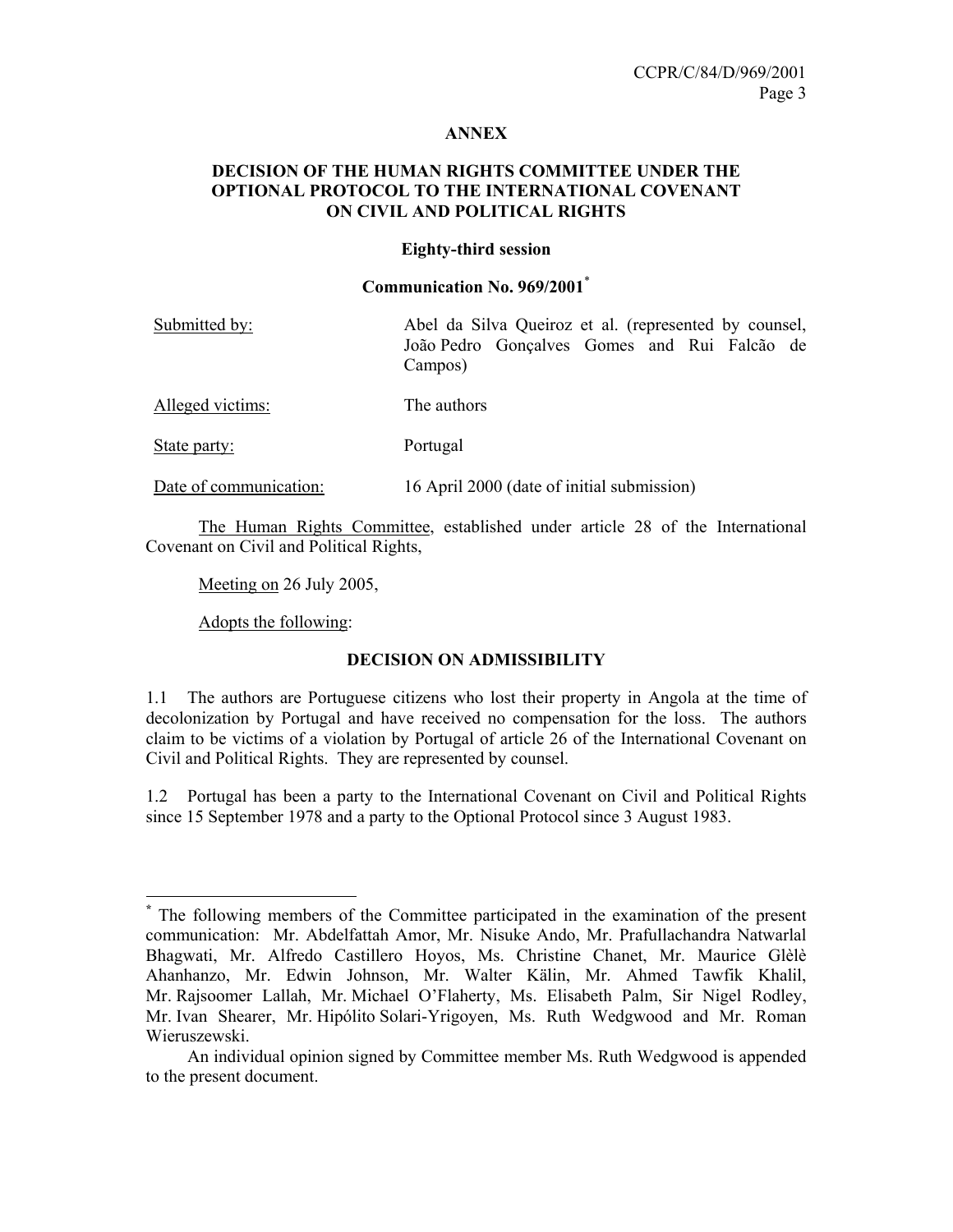**ANNEX**

**DECISION OF THE HUMAN RIGHTS COMMITTEE UNDER THE OPTIONAL PROTOCOL TO THE INTERNATIONAL COVENANT ON CIVIL AND POLITICAL RIGHTS**

**Eighty-third session**

**Communication No. 969/2001***

| | |
|---|---|
| Submitted by: | Abel da Silva Queiroz et al. (represented by counsel, João Pedro Gonçalves Gomes and Rui Falcão de Campos) |
| Alleged victims: | The authors |
| State party: | Portugal |
| Date of communication: | 16 April 2000 (date of initial submission) |

The Human Rights Committee, established under article 28 of the International Covenant on Civil and Political Rights,

Meeting on 26 July 2005,

Adopts the following:

**DECISION ON ADMISSIBILITY**

1.1 The authors are Portuguese citizens who lost their property in Angola at the time of decolonization by Portugal and have received no compensation for the loss. The authors claim to be victims of a violation by Portugal of article 26 of the International Covenant on Civil and Political Rights. They are represented by counsel.

1.2 Portugal has been a party to the International Covenant on Civil and Political Rights since 15 September 1978 and a party to the Optional Protocol since 3 August 1983.

---

* The following members of the Committee participated in the examination of the present communication: Mr. Abdelfattah Amor, Mr. Nisuke Ando, Mr. Prafullachandra Natwarlal Bhagwati, Mr. Alfredo Castillero Hoyos, Ms. Christine Chanet, Mr. Maurice Glèlè Ahanhanzo, Mr. Edwin Johnson, Mr. Walter Kälin, Mr. Ahmed Tawfik Khalil, Mr. Rajsoomer Lallah, Mr. Michael O'Flaherty, Ms. Elisabeth Palm, Sir Nigel Rodley, Mr. Ivan Shearer, Mr. Hipólito Solari-Yrigoyen, Ms. Ruth Wedgwood and Mr. Roman Wieruszewski.

An individual opinion signed by Committee member Ms. Ruth Wedgwood is appended to the present document.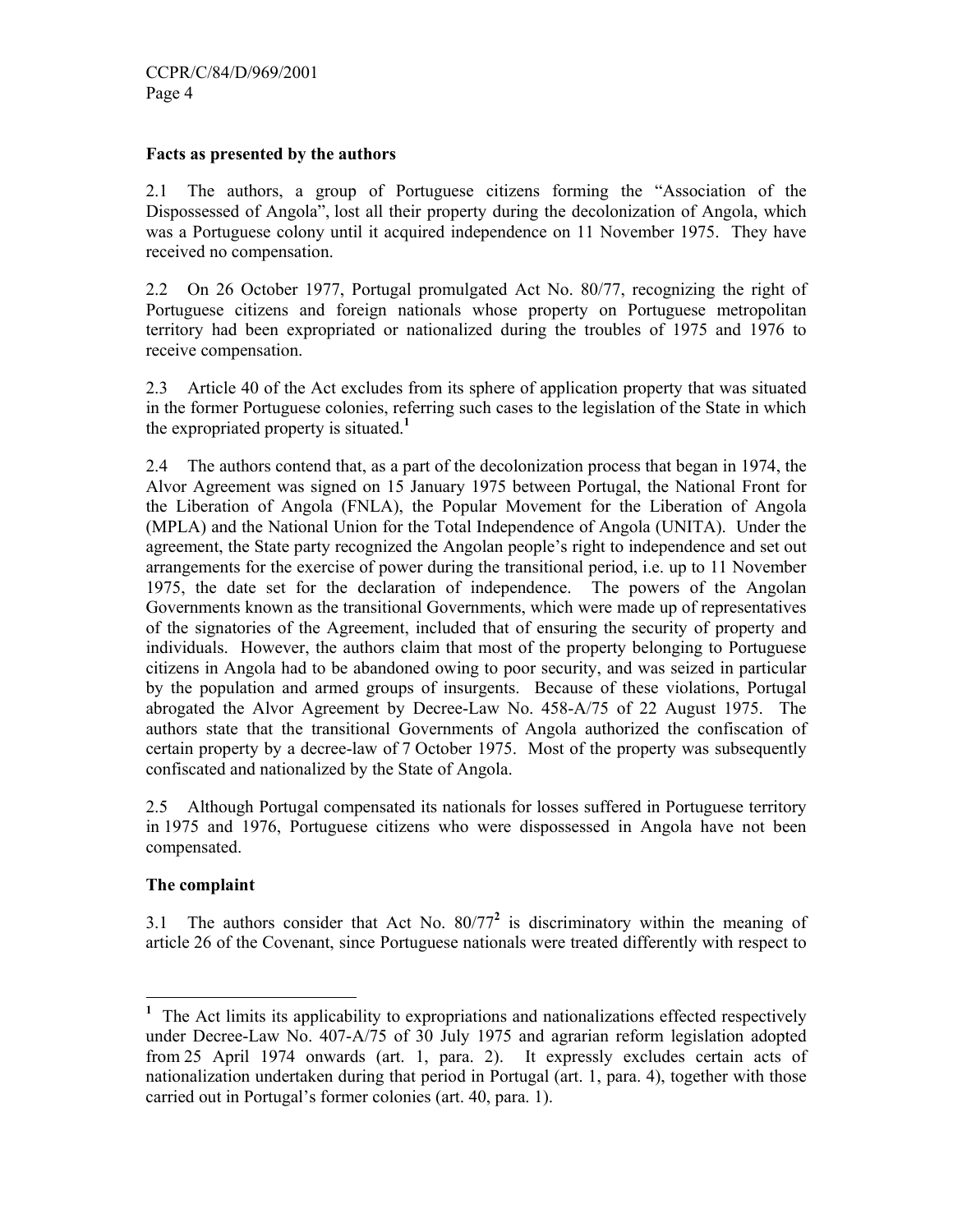**Facts as presented by the authors**

2.1 The authors, a group of Portuguese citizens forming the "Association of the Dispossessed of Angola", lost all their property during the decolonization of Angola, which was a Portuguese colony until it acquired independence on 11 November 1975. They have received no compensation.

2.2 On 26 October 1977, Portugal promulgated Act No. 80/77, recognizing the right of Portuguese citizens and foreign nationals whose property on Portuguese metropolitan territory had been expropriated or nationalized during the troubles of 1975 and 1976 to receive compensation.

2.3 Article 40 of the Act excludes from its sphere of application property that was situated in the former Portuguese colonies, referring such cases to the legislation of the State in which the expropriated property is situated.[1]

2.4 The authors contend that, as a part of the decolonization process that began in 1974, the Alvor Agreement was signed on 15 January 1975 between Portugal, the National Front for the Liberation of Angola (FNLA), the Popular Movement for the Liberation of Angola (MPLA) and the National Union for the Total Independence of Angola (UNITA). Under the agreement, the State party recognized the Angolan people's right to independence and set out arrangements for the exercise of power during the transitional period, i.e. up to 11 November 1975, the date set for the declaration of independence. The powers of the Angolan Governments known as the transitional Governments, which were made up of representatives of the signatories of the Agreement, included that of ensuring the security of property and individuals. However, the authors claim that most of the property belonging to Portuguese citizens in Angola had to be abandoned owing to poor security, and was seized in particular by the population and armed groups of insurgents. Because of these violations, Portugal abrogated the Alvor Agreement by Decree-Law No. 458-A/75 of 22 August 1975. The authors state that the transitional Governments of Angola authorized the confiscation of certain property by a decree-law of 7 October 1975. Most of the property was subsequently confiscated and nationalized by the State of Angola.

2.5 Although Portugal compensated its nationals for losses suffered in Portuguese territory in 1975 and 1976, Portuguese citizens who were dispossessed in Angola have not been compensated.

**The complaint**

3.1 The authors consider that Act No. 80/77[2] is discriminatory within the meaning of article 26 of the Covenant, since Portuguese nationals were treated differently with respect to

---

[1] The Act limits its applicability to expropriations and nationalizations effected respectively under Decree-Law No. 407-A/75 of 30 July 1975 and agrarian reform legislation adopted from 25 April 1974 onwards (art. 1, para. 2). It expressly excludes certain acts of nationalization undertaken during that period in Portugal (art. 1, para. 4), together with those carried out in Portugal's former colonies (art. 40, para. 1).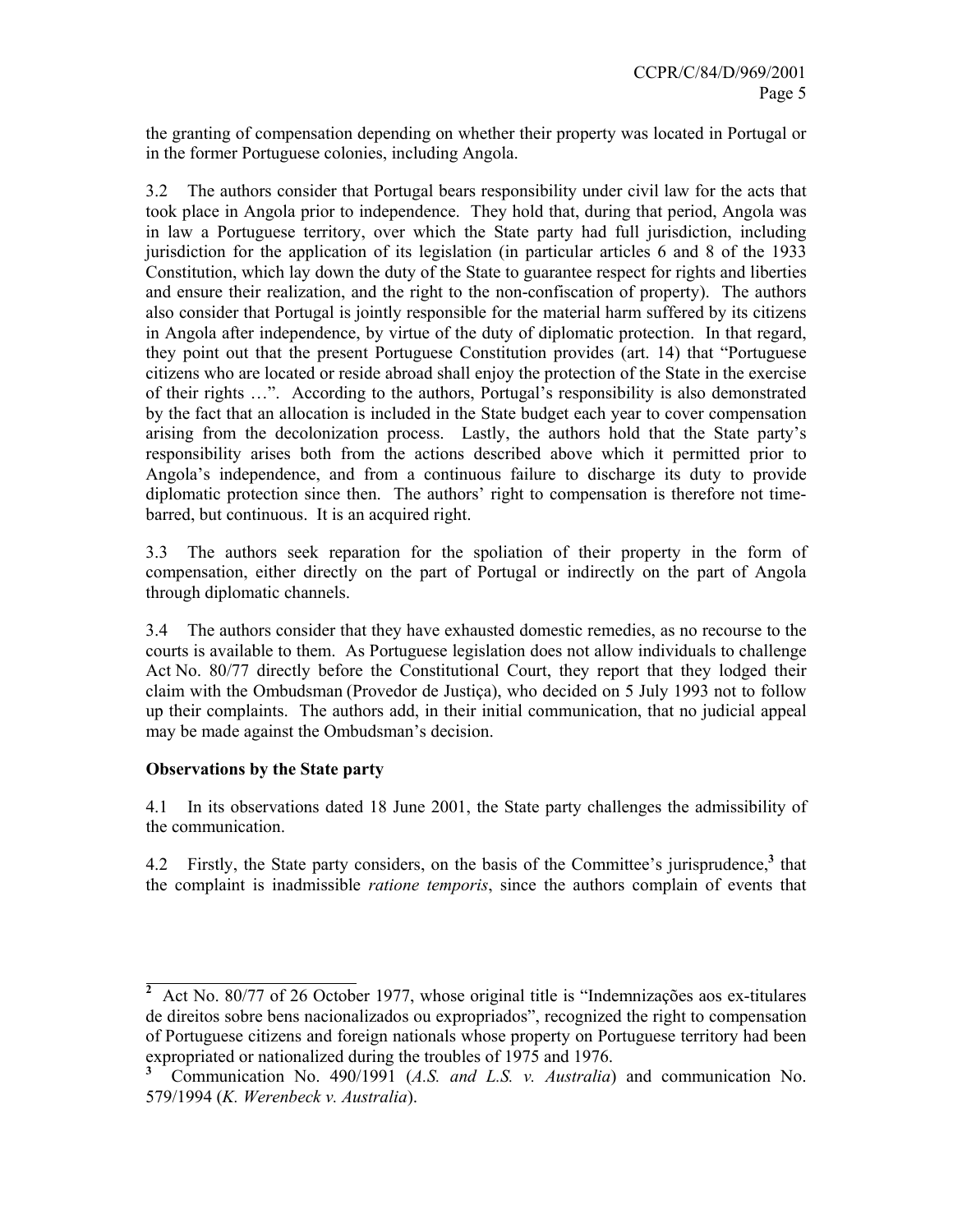the granting of compensation depending on whether their property was located in Portugal or in the former Portuguese colonies, including Angola.

3.2 The authors consider that Portugal bears responsibility under civil law for the acts that took place in Angola prior to independence. They hold that, during that period, Angola was in law a Portuguese territory, over which the State party had full jurisdiction, including jurisdiction for the application of its legislation (in particular articles 6 and 8 of the 1933 Constitution, which lay down the duty of the State to guarantee respect for rights and liberties and ensure their realization, and the right to the non-confiscation of property). The authors also consider that Portugal is jointly responsible for the material harm suffered by its citizens in Angola after independence, by virtue of the duty of diplomatic protection. In that regard, they point out that the present Portuguese Constitution provides (art. 14) that "Portuguese citizens who are located or reside abroad shall enjoy the protection of the State in the exercise of their rights …". According to the authors, Portugal's responsibility is also demonstrated by the fact that an allocation is included in the State budget each year to cover compensation arising from the decolonization process. Lastly, the authors hold that the State party's responsibility arises both from the actions described above which it permitted prior to Angola's independence, and from a continuous failure to discharge its duty to provide diplomatic protection since then. The authors' right to compensation is therefore not time-barred, but continuous. It is an acquired right.

3.3 The authors seek reparation for the spoliation of their property in the form of compensation, either directly on the part of Portugal or indirectly on the part of Angola through diplomatic channels.

3.4 The authors consider that they have exhausted domestic remedies, as no recourse to the courts is available to them. As Portuguese legislation does not allow individuals to challenge Act No. 80/77 directly before the Constitutional Court, they report that they lodged their claim with the Ombudsman (Provedor de Justiça), who decided on 5 July 1993 not to follow up their complaints. The authors add, in their initial communication, that no judicial appeal may be made against the Ombudsman's decision.

## Observations by the State party

4.1 In its observations dated 18 June 2001, the State party challenges the admissibility of the communication.

4.2 Firstly, the State party considers, on the basis of the Committee's jurisprudence,[3] that the complaint is inadmissible *ratione temporis*, since the authors complain of events that

---

[2] Act No. 80/77 of 26 October 1977, whose original title is "Indemnizações aos ex-titulares de direitos sobre bens nacionalizados ou expropriados", recognized the right to compensation of Portuguese citizens and foreign nationals whose property on Portuguese territory had been expropriated or nationalized during the troubles of 1975 and 1976.

[3] Communication No. 490/1991 (*A.S. and L.S. v. Australia*) and communication No. 579/1994 (*K. Werenbeck v. Australia*).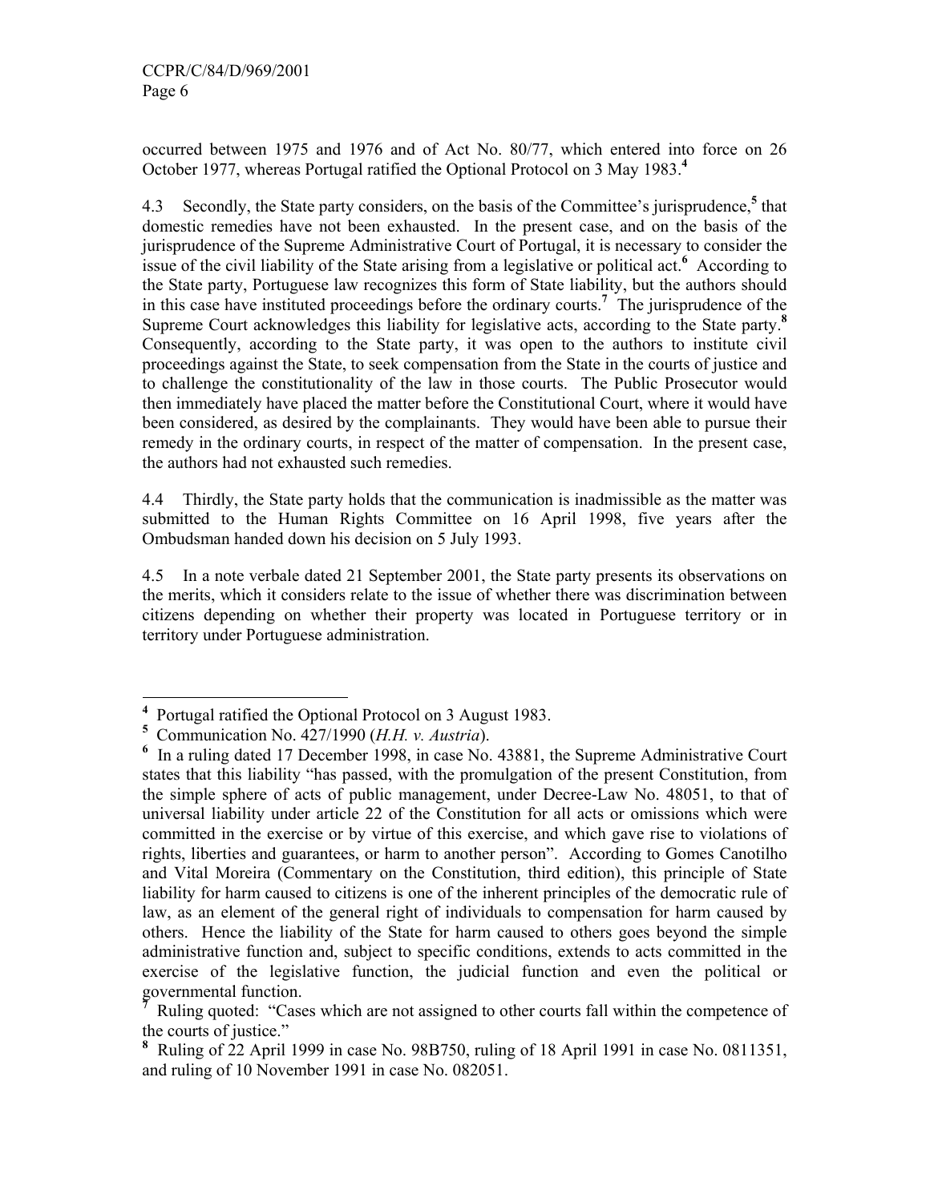occurred between 1975 and 1976 and of Act No. 80/77, which entered into force on 26 October 1977, whereas Portugal ratified the Optional Protocol on 3 May 1983.[4]

4.3 Secondly, the State party considers, on the basis of the Committee's jurisprudence,[5] that domestic remedies have not been exhausted. In the present case, and on the basis of the jurisprudence of the Supreme Administrative Court of Portugal, it is necessary to consider the issue of the civil liability of the State arising from a legislative or political act.[6] According to the State party, Portuguese law recognizes this form of State liability, but the authors should in this case have instituted proceedings before the ordinary courts.[7] The jurisprudence of the Supreme Court acknowledges this liability for legislative acts, according to the State party.[8] Consequently, according to the State party, it was open to the authors to institute civil proceedings against the State, to seek compensation from the State in the courts of justice and to challenge the constitutionality of the law in those courts. The Public Prosecutor would then immediately have placed the matter before the Constitutional Court, where it would have been considered, as desired by the complainants. They would have been able to pursue their remedy in the ordinary courts, in respect of the matter of compensation. In the present case, the authors had not exhausted such remedies.

4.4 Thirdly, the State party holds that the communication is inadmissible as the matter was submitted to the Human Rights Committee on 16 April 1998, five years after the Ombudsman handed down his decision on 5 July 1993.

4.5 In a note verbale dated 21 September 2001, the State party presents its observations on the merits, which it considers relate to the issue of whether there was discrimination between citizens depending on whether their property was located in Portuguese territory or in territory under Portuguese administration.

---

[4] Portugal ratified the Optional Protocol on 3 August 1983.

[5] Communication No. 427/1990 (*H.H. v. Austria*).

[6] In a ruling dated 17 December 1998, in case No. 43881, the Supreme Administrative Court states that this liability "has passed, with the promulgation of the present Constitution, from the simple sphere of acts of public management, under Decree-Law No. 48051, to that of universal liability under article 22 of the Constitution for all acts or omissions which were committed in the exercise or by virtue of this exercise, and which gave rise to violations of rights, liberties and guarantees, or harm to another person". According to Gomes Canotilho and Vital Moreira (Commentary on the Constitution, third edition), this principle of State liability for harm caused to citizens is one of the inherent principles of the democratic rule of law, as an element of the general right of individuals to compensation for harm caused by others. Hence the liability of the State for harm caused to others goes beyond the simple administrative function and, subject to specific conditions, extends to acts committed in the exercise of the legislative function, the judicial function and even the political or governmental function.

[7] Ruling quoted: "Cases which are not assigned to other courts fall within the competence of the courts of justice."

[8] Ruling of 22 April 1999 in case No. 98B750, ruling of 18 April 1991 in case No. 0811351, and ruling of 10 November 1991 in case No. 082051.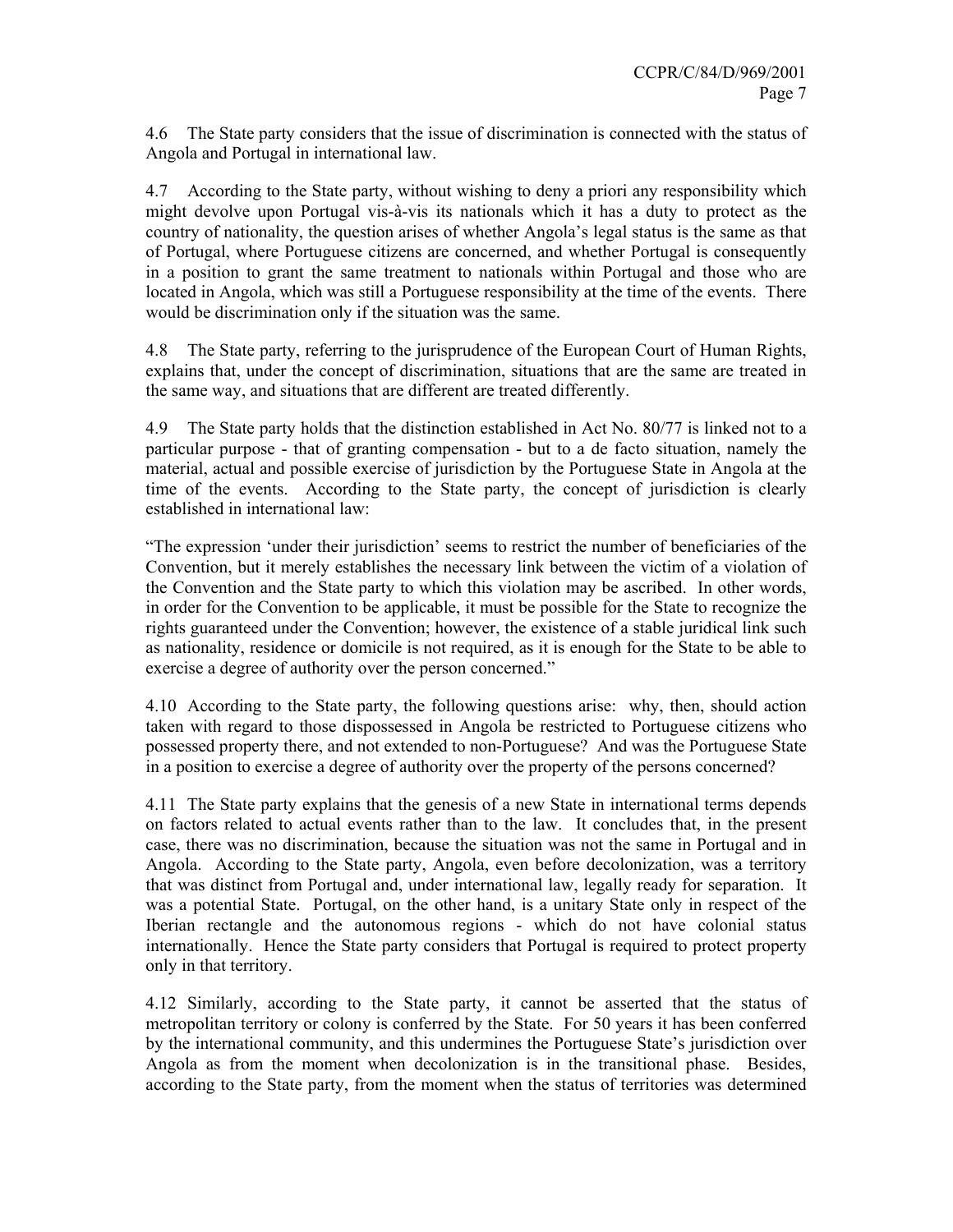4.6 The State party considers that the issue of discrimination is connected with the status of Angola and Portugal in international law.

4.7 According to the State party, without wishing to deny a priori any responsibility which might devolve upon Portugal vis-à-vis its nationals which it has a duty to protect as the country of nationality, the question arises of whether Angola's legal status is the same as that of Portugal, where Portuguese citizens are concerned, and whether Portugal is consequently in a position to grant the same treatment to nationals within Portugal and those who are located in Angola, which was still a Portuguese responsibility at the time of the events. There would be discrimination only if the situation was the same.

4.8 The State party, referring to the jurisprudence of the European Court of Human Rights, explains that, under the concept of discrimination, situations that are the same are treated in the same way, and situations that are different are treated differently.

4.9 The State party holds that the distinction established in Act No. 80/77 is linked not to a particular purpose - that of granting compensation - but to a de facto situation, namely the material, actual and possible exercise of jurisdiction by the Portuguese State in Angola at the time of the events. According to the State party, the concept of jurisdiction is clearly established in international law:

"The expression 'under their jurisdiction' seems to restrict the number of beneficiaries of the Convention, but it merely establishes the necessary link between the victim of a violation of the Convention and the State party to which this violation may be ascribed. In other words, in order for the Convention to be applicable, it must be possible for the State to recognize the rights guaranteed under the Convention; however, the existence of a stable juridical link such as nationality, residence or domicile is not required, as it is enough for the State to be able to exercise a degree of authority over the person concerned."

4.10 According to the State party, the following questions arise: why, then, should action taken with regard to those dispossessed in Angola be restricted to Portuguese citizens who possessed property there, and not extended to non-Portuguese? And was the Portuguese State in a position to exercise a degree of authority over the property of the persons concerned?

4.11 The State party explains that the genesis of a new State in international terms depends on factors related to actual events rather than to the law. It concludes that, in the present case, there was no discrimination, because the situation was not the same in Portugal and in Angola. According to the State party, Angola, even before decolonization, was a territory that was distinct from Portugal and, under international law, legally ready for separation. It was a potential State. Portugal, on the other hand, is a unitary State only in respect of the Iberian rectangle and the autonomous regions - which do not have colonial status internationally. Hence the State party considers that Portugal is required to protect property only in that territory.

4.12 Similarly, according to the State party, it cannot be asserted that the status of metropolitan territory or colony is conferred by the State. For 50 years it has been conferred by the international community, and this undermines the Portuguese State's jurisdiction over Angola as from the moment when decolonization is in the transitional phase. Besides, according to the State party, from the moment when the status of territories was determined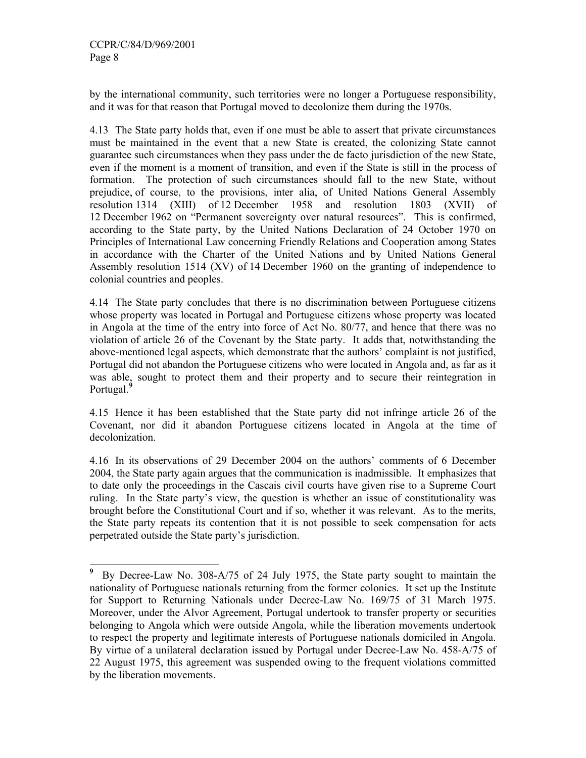by the international community, such territories were no longer a Portuguese responsibility, and it was for that reason that Portugal moved to decolonize them during the 1970s.

4.13 The State party holds that, even if one must be able to assert that private circumstances must be maintained in the event that a new State is created, the colonizing State cannot guarantee such circumstances when they pass under the de facto jurisdiction of the new State, even if the moment is a moment of transition, and even if the State is still in the process of formation. The protection of such circumstances should fall to the new State, without prejudice, of course, to the provisions, inter alia, of United Nations General Assembly resolution 1314 (XIII) of 12 December 1958 and resolution 1803 (XVII) of 12 December 1962 on "Permanent sovereignty over natural resources". This is confirmed, according to the State party, by the United Nations Declaration of 24 October 1970 on Principles of International Law concerning Friendly Relations and Cooperation among States in accordance with the Charter of the United Nations and by United Nations General Assembly resolution 1514 (XV) of 14 December 1960 on the granting of independence to colonial countries and peoples.

4.14 The State party concludes that there is no discrimination between Portuguese citizens whose property was located in Portugal and Portuguese citizens whose property was located in Angola at the time of the entry into force of Act No. 80/77, and hence that there was no violation of article 26 of the Covenant by the State party. It adds that, notwithstanding the above-mentioned legal aspects, which demonstrate that the authors' complaint is not justified, Portugal did not abandon the Portuguese citizens who were located in Angola and, as far as it was able, sought to protect them and their property and to secure their reintegration in Portugal.[9]

4.15 Hence it has been established that the State party did not infringe article 26 of the Covenant, nor did it abandon Portuguese citizens located in Angola at the time of decolonization.

4.16 In its observations of 29 December 2004 on the authors' comments of 6 December 2004, the State party again argues that the communication is inadmissible. It emphasizes that to date only the proceedings in the Cascais civil courts have given rise to a Supreme Court ruling. In the State party's view, the question is whether an issue of constitutionality was brought before the Constitutional Court and if so, whether it was relevant. As to the merits, the State party repeats its contention that it is not possible to seek compensation for acts perpetrated outside the State party's jurisdiction.

---

[9] By Decree-Law No. 308-A/75 of 24 July 1975, the State party sought to maintain the nationality of Portuguese nationals returning from the former colonies. It set up the Institute for Support to Returning Nationals under Decree-Law No. 169/75 of 31 March 1975. Moreover, under the Alvor Agreement, Portugal undertook to transfer property or securities belonging to Angola which were outside Angola, while the liberation movements undertook to respect the property and legitimate interests of Portuguese nationals domiciled in Angola. By virtue of a unilateral declaration issued by Portugal under Decree-Law No. 458-A/75 of 22 August 1975, this agreement was suspended owing to the frequent violations committed by the liberation movements.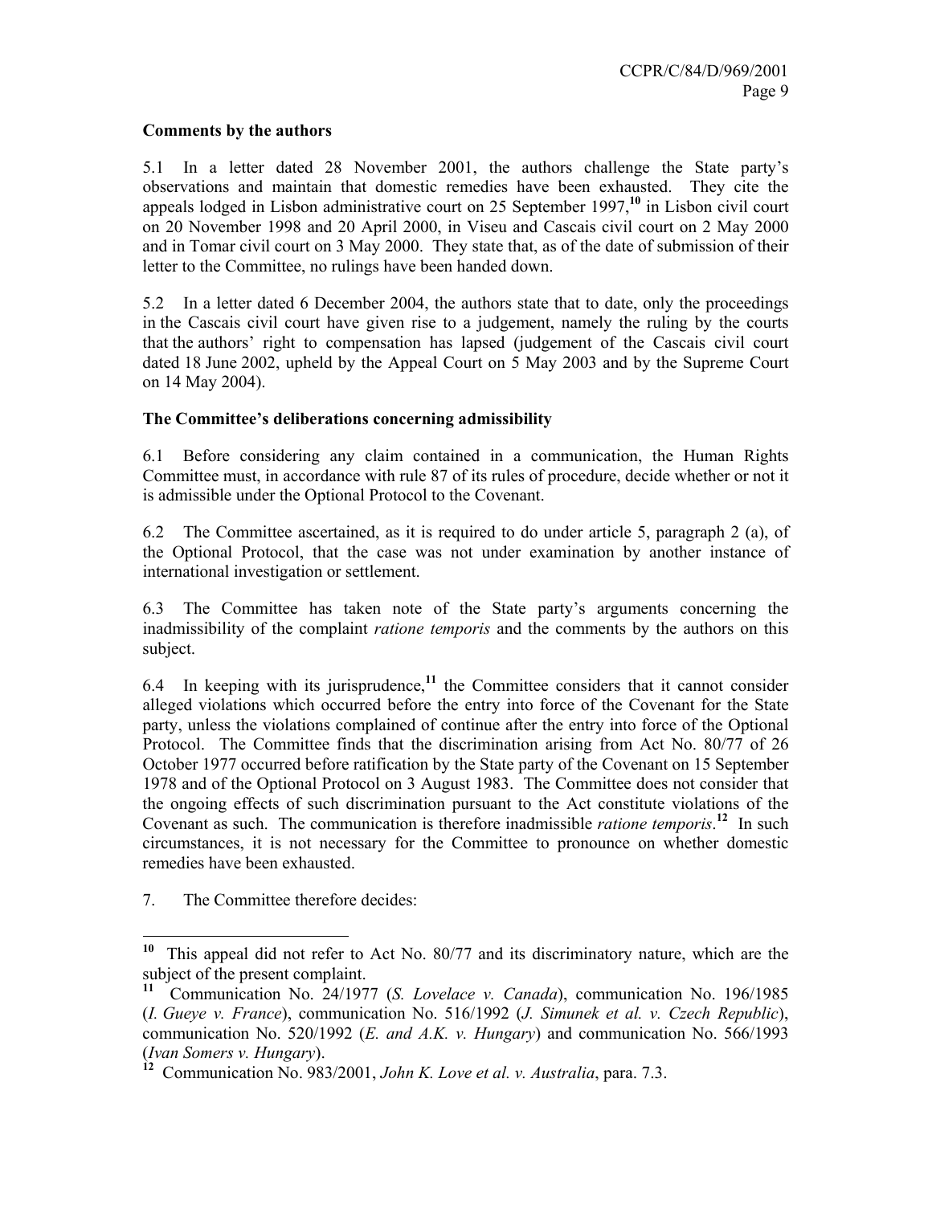**Comments by the authors**

5.1 In a letter dated 28 November 2001, the authors challenge the State party's observations and maintain that domestic remedies have been exhausted. They cite the appeals lodged in Lisbon administrative court on 25 September 1997,[10] in Lisbon civil court on 20 November 1998 and 20 April 2000, in Viseu and Cascais civil court on 2 May 2000 and in Tomar civil court on 3 May 2000. They state that, as of the date of submission of their letter to the Committee, no rulings have been handed down.

5.2 In a letter dated 6 December 2004, the authors state that to date, only the proceedings in the Cascais civil court have given rise to a judgement, namely the ruling by the courts that the authors' right to compensation has lapsed (judgement of the Cascais civil court dated 18 June 2002, upheld by the Appeal Court on 5 May 2003 and by the Supreme Court on 14 May 2004).

**The Committee's deliberations concerning admissibility**

6.1 Before considering any claim contained in a communication, the Human Rights Committee must, in accordance with rule 87 of its rules of procedure, decide whether or not it is admissible under the Optional Protocol to the Covenant.

6.2 The Committee ascertained, as it is required to do under article 5, paragraph 2 (a), of the Optional Protocol, that the case was not under examination by another instance of international investigation or settlement.

6.3 The Committee has taken note of the State party's arguments concerning the inadmissibility of the complaint *ratione temporis* and the comments by the authors on this subject.

6.4 In keeping with its jurisprudence,[11] the Committee considers that it cannot consider alleged violations which occurred before the entry into force of the Covenant for the State party, unless the violations complained of continue after the entry into force of the Optional Protocol. The Committee finds that the discrimination arising from Act No. 80/77 of 26 October 1977 occurred before ratification by the State party of the Covenant on 15 September 1978 and of the Optional Protocol on 3 August 1983. The Committee does not consider that the ongoing effects of such discrimination pursuant to the Act constitute violations of the Covenant as such. The communication is therefore inadmissible *ratione temporis*.[12] In such circumstances, it is not necessary for the Committee to pronounce on whether domestic remedies have been exhausted.

7. The Committee therefore decides:

---

[10] This appeal did not refer to Act No. 80/77 and its discriminatory nature, which are the subject of the present complaint.

[11] Communication No. 24/1977 (*S. Lovelace v. Canada*), communication No. 196/1985 (*I. Gueye v. France*), communication No. 516/1992 (*J. Simunek et al. v. Czech Republic*), communication No. 520/1992 (*E. and A.K. v. Hungary*) and communication No. 566/1993 (*Ivan Somers v. Hungary*).

[12] Communication No. 983/2001, *John K. Love et al. v. Australia*, para. 7.3.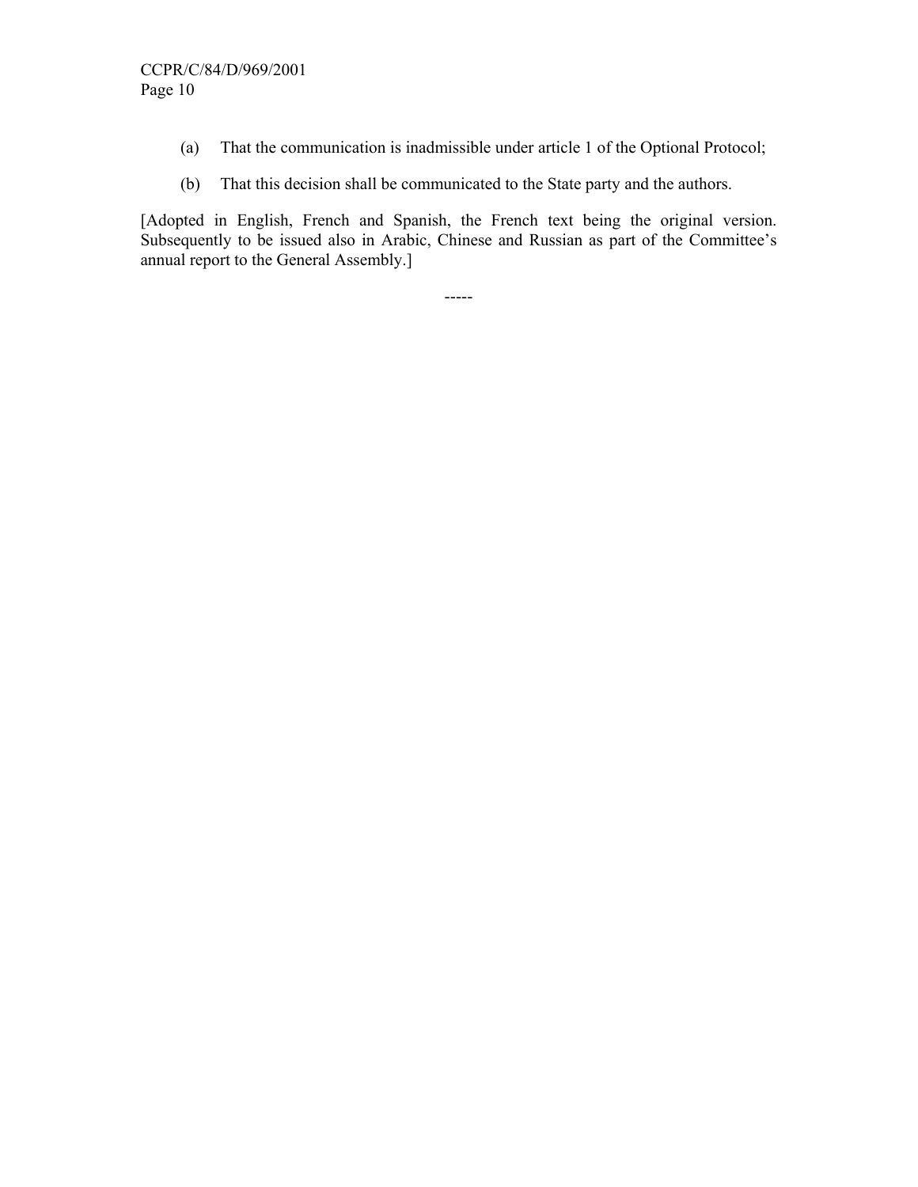(a) That the communication is inadmissible under article 1 of the Optional Protocol;

(b) That this decision shall be communicated to the State party and the authors.

[Adopted in English, French and Spanish, the French text being the original version. Subsequently to be issued also in Arabic, Chinese and Russian as part of the Committee's annual report to the General Assembly.]

-----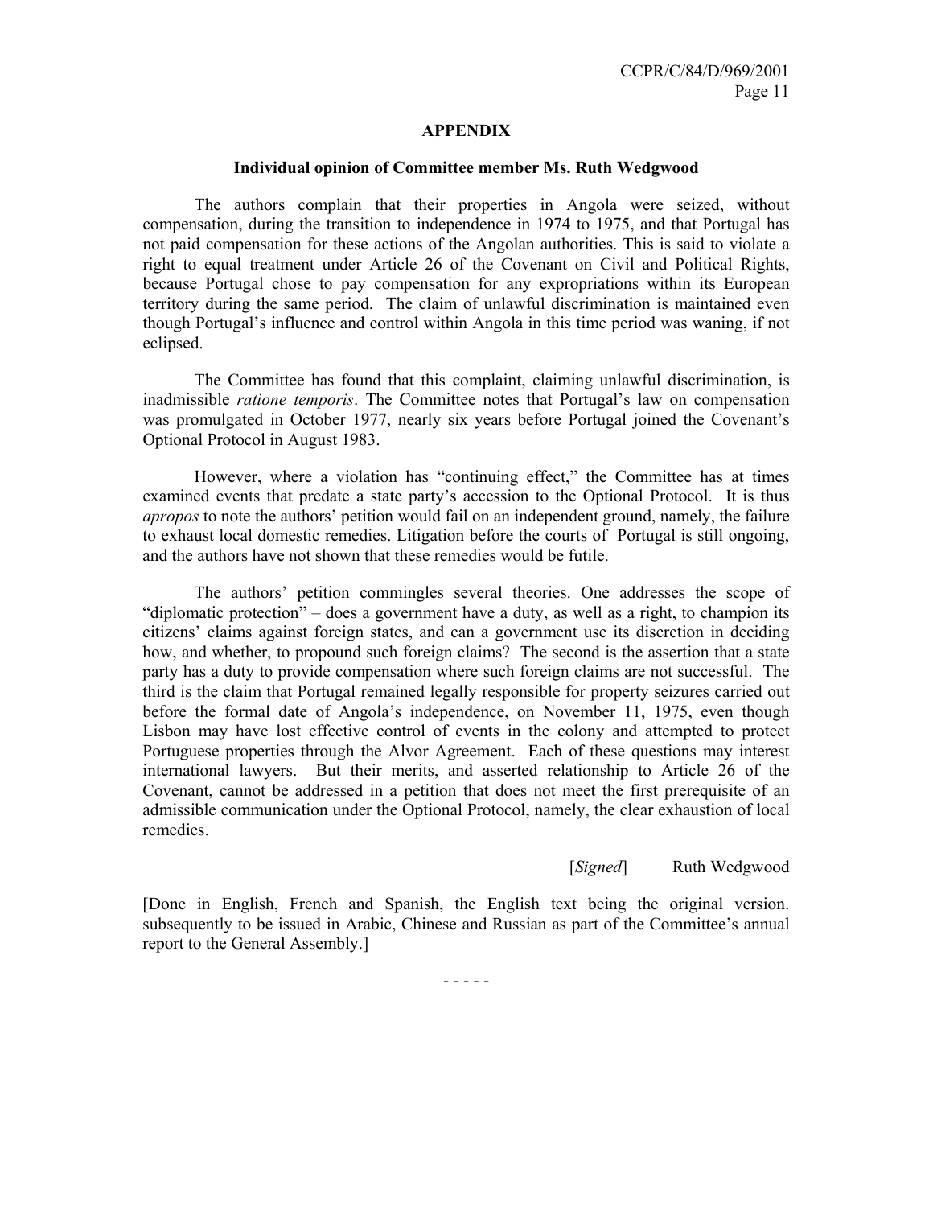## APPENDIX

### Individual opinion of Committee member Ms. Ruth Wedgwood

The authors complain that their properties in Angola were seized, without compensation, during the transition to independence in 1974 to 1975, and that Portugal has not paid compensation for these actions of the Angolan authorities. This is said to violate a right to equal treatment under Article 26 of the Covenant on Civil and Political Rights, because Portugal chose to pay compensation for any expropriations within its European territory during the same period. The claim of unlawful discrimination is maintained even though Portugal's influence and control within Angola in this time period was waning, if not eclipsed.

The Committee has found that this complaint, claiming unlawful discrimination, is inadmissible *ratione temporis*. The Committee notes that Portugal's law on compensation was promulgated in October 1977, nearly six years before Portugal joined the Covenant's Optional Protocol in August 1983.

However, where a violation has "continuing effect," the Committee has at times examined events that predate a state party's accession to the Optional Protocol. It is thus *apropos* to note the authors' petition would fail on an independent ground, namely, the failure to exhaust local domestic remedies. Litigation before the courts of Portugal is still ongoing, and the authors have not shown that these remedies would be futile.

The authors' petition commingles several theories. One addresses the scope of "diplomatic protection" – does a government have a duty, as well as a right, to champion its citizens' claims against foreign states, and can a government use its discretion in deciding how, and whether, to propound such foreign claims? The second is the assertion that a state party has a duty to provide compensation where such foreign claims are not successful. The third is the claim that Portugal remained legally responsible for property seizures carried out before the formal date of Angola's independence, on November 11, 1975, even though Lisbon may have lost effective control of events in the colony and attempted to protect Portuguese properties through the Alvor Agreement. Each of these questions may interest international lawyers. But their merits, and asserted relationship to Article 26 of the Covenant, cannot be addressed in a petition that does not meet the first prerequisite of an admissible communication under the Optional Protocol, namely, the clear exhaustion of local remedies.

[*Signed*] Ruth Wedgwood

[Done in English, French and Spanish, the English text being the original version. subsequently to be issued in Arabic, Chinese and Russian as part of the Committee's annual report to the General Assembly.]

- - - - -